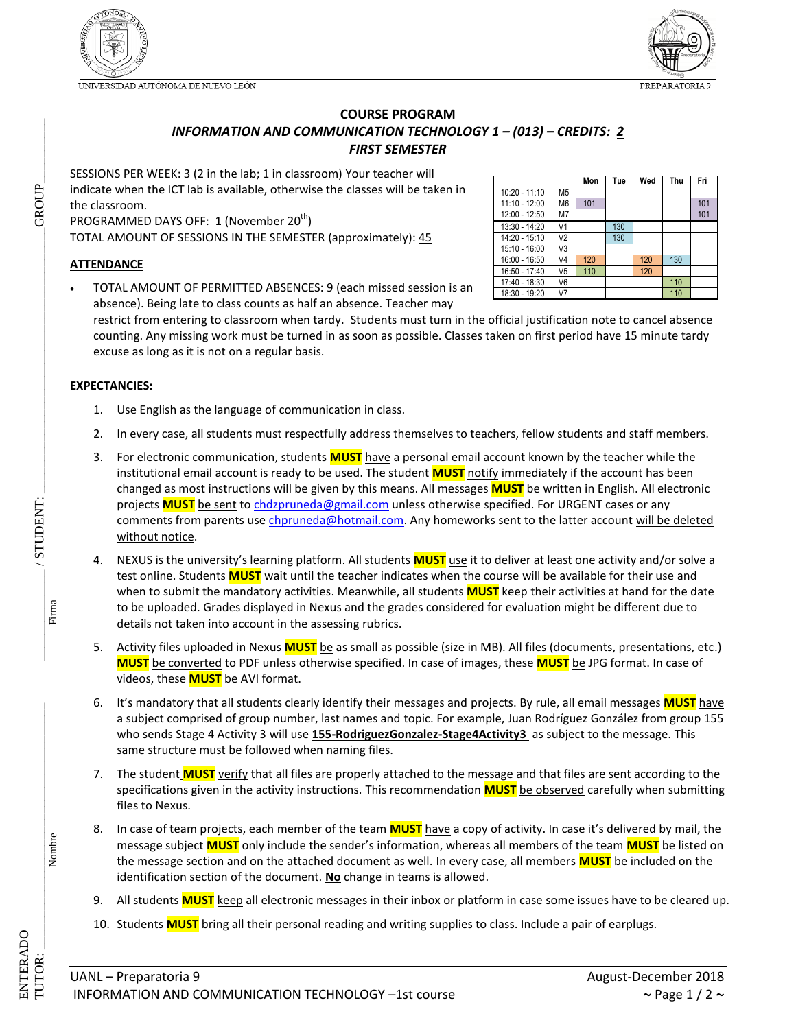UNIVERSIDAD AUTÓNOMA DE NUEVO LEÓN

PREPARATORIA 9

# COURSE PROGRAM

## *INFORMATION AND COMMUNICATION TECHNOLOGY 1 – (013) – CREDITS: 2*

## *FIRST SEMESTER*

SESSIONS PER WEEK: 3 (2 in the lab; 1 in classroom) Your teacher will indicate when the ICT lab is available, otherwise the classes will be taken in the classroom.

PROGRAMMED DAYS OFF: 1 (November 20th)

TOTAL AMOUNT OF SESSIONS IN THE SEMESTER (approximately): 45

| | | Mon | Tue | Wed | Thu | Fri |
|---|---|---|---|---|---|---|
| 10:20 - 11:10 | M5 | | | | | |
| 11:10 - 12:00 | M6 | 101 | | | | 101 |
| 12:00 - 12:50 | M7 | | | | | 101 |
| 13:30 - 14:20 | V1 | | 130 | | | |
| 14:20 - 15:10 | V2 | | 130 | | | |
| 15:10 - 16:00 | V3 | | | | | |
| 16:00 - 16:50 | V4 | 120 | | 120 | 130 | |
| 16:50 - 17:40 | V5 | 110 | | 120 | | |
| 17:40 - 18:30 | V6 | | | | 110 | |
| 18:30 - 19:20 | V7 | | | | 110 | |

**ATTENDANCE**

- TOTAL AMOUNT OF PERMITTED ABSENCES: 9 (each missed session is an absence). Being late to class counts as half an absence. Teacher may restrict from entering to classroom when tardy. Students must turn in the official justification note to cancel absence counting. Any missing work must be turned in as soon as possible. Classes taken on first period have 15 minute tardy excuse as long as it is not on a regular basis.

**EXPECTANCIES:**

1. Use English as the language of communication in class.
2. In every case, all students must respectfully address themselves to teachers, fellow students and staff members.
3. For electronic communication, students **MUST** have a personal email account known by the teacher while the institutional email account is ready to be used. The student **MUST** notify immediately if the account has been changed as most instructions will be given by this means. All messages **MUST** be written in English. All electronic projects **MUST** be sent to chdzpruneda@gmail.com unless otherwise specified. For URGENT cases or any comments from parents use chpruneda@hotmail.com. Any homeworks sent to the latter account will be deleted without notice.
4. NEXUS is the university's learning platform. All students **MUST** use it to deliver at least one activity and/or solve a test online. Students **MUST** wait until the teacher indicates when the course will be available for their use and when to submit the mandatory activities. Meanwhile, all students **MUST** keep their activities at hand for the date to be uploaded. Grades displayed in Nexus and the grades considered for evaluation might be different due to details not taken into account in the assessing rubrics.
5. Activity files uploaded in Nexus **MUST** be as small as possible (size in MB). All files (documents, presentations, etc.) **MUST** be converted to PDF unless otherwise specified. In case of images, these **MUST** be JPG format. In case of videos, these **MUST** be AVI format.
6. It's mandatory that all students clearly identify their messages and projects. By rule, all email messages **MUST** have a subject comprised of group number, last names and topic. For example, Juan Rodríguez González from group 155 who sends Stage 4 Activity 3 will use **155-RodriguezGonzalez-Stage4Activity3** as subject to the message. This same structure must be followed when naming files.
7. The student **MUST** verify that all files are properly attached to the message and that files are sent according to the specifications given in the activity instructions. This recommendation **MUST** be observed carefully when submitting files to Nexus.
8. In case of team projects, each member of the team **MUST** have a copy of activity. In case it's delivered by mail, the message subject **MUST** only include the sender's information, whereas all members of the team **MUST** be listed on the message section and on the attached document as well. In every case, all members **MUST** be included on the identification section of the document. **No** change in teams is allowed.
9. All students **MUST** keep all electronic messages in their inbox or platform in case some issues have to be cleared up.
10. Students **MUST** bring all their personal reading and writing supplies to class. Include a pair of earplugs.

GROUP ______ / STUDENT: ______ Firma ______ Nombre ______

ENTERADO TUTOR: ______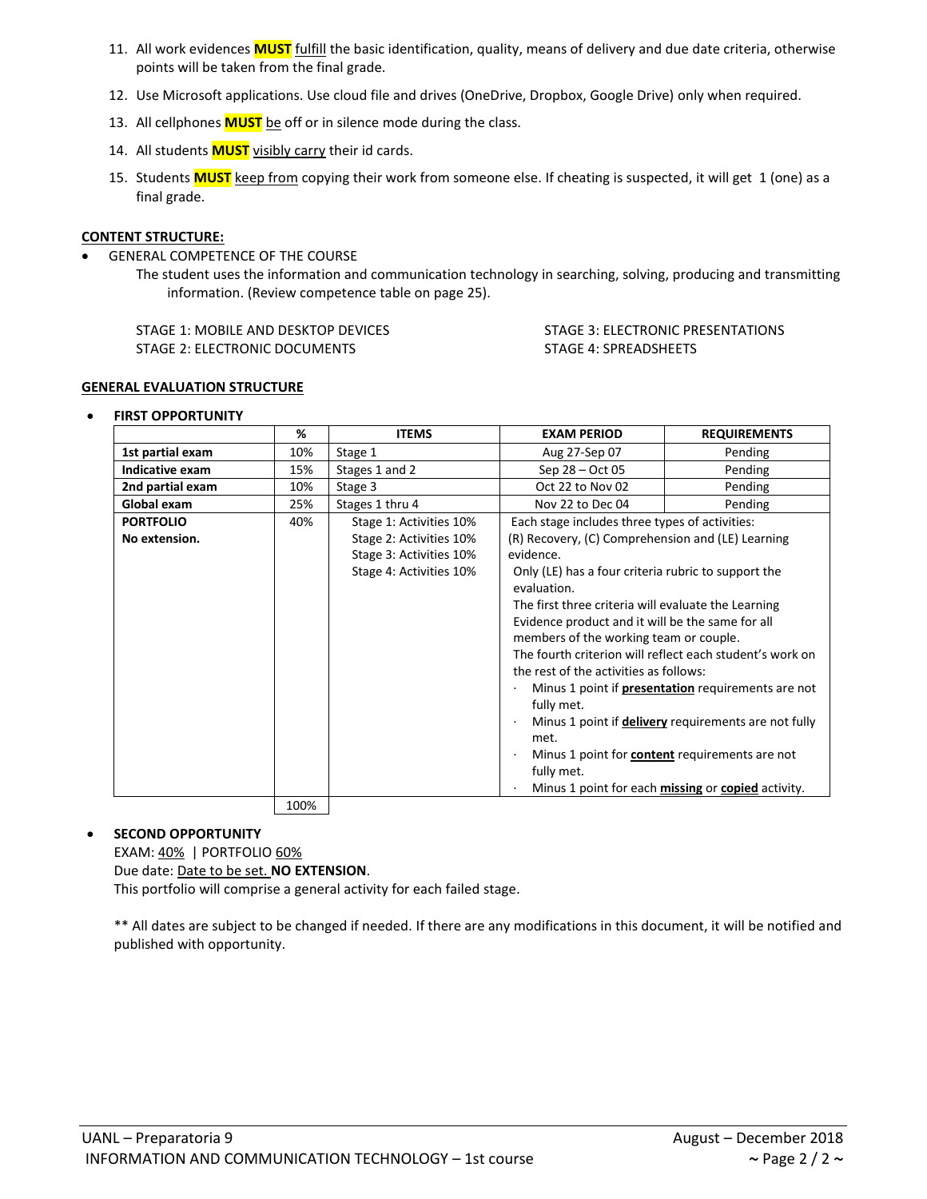11. All work evidences **MUST** fulfill the basic identification, quality, means of delivery and due date criteria, otherwise points will be taken from the final grade.
12. Use Microsoft applications. Use cloud file and drives (OneDrive, Dropbox, Google Drive) only when required.
13. All cellphones **MUST** be off or in silence mode during the class.
14. All students **MUST** visibly carry their id cards.
15. Students **MUST** keep from copying their work from someone else. If cheating is suspected, it will get 1 (one) as a final grade.

**CONTENT STRUCTURE:**

- GENERAL COMPETENCE OF THE COURSE
  The student uses the information and communication technology in searching, solving, producing and transmitting information. (Review competence table on page 25).

  STAGE 1: MOBILE AND DESKTOP DEVICES
  STAGE 2: ELECTRONIC DOCUMENTS
  STAGE 3: ELECTRONIC PRESENTATIONS
  STAGE 4: SPREADSHEETS

**GENERAL EVALUATION STRUCTURE**

- **FIRST OPPORTUNITY**

| | % | ITEMS | EXAM PERIOD | REQUIREMENTS |
|---|---|---|---|---|
| **1st partial exam** | 10% | Stage 1 | Aug 27-Sep 07 | Pending |
| **Indicative exam** | 15% | Stages 1 and 2 | Sep 28 – Oct 05 | Pending |
| **2nd partial exam** | 10% | Stage 3 | Oct 22 to Nov 02 | Pending |
| **Global exam** | 25% | Stages 1 thru 4 | Nov 22 to Dec 04 | Pending |
| **PORTFOLIO** **No extension.** | 40% | Stage 1: Activities 10% Stage 2: Activities 10% Stage 3: Activities 10% Stage 4: Activities 10% | Each stage includes three types of activities: (R) Recovery, (C) Comprehension and (LE) Learning evidence. Only (LE) has a four criteria rubric to support the evaluation. The first three criteria will evaluate the Learning Evidence product and it will be the same for all members of the working team or couple. The fourth criterion will reflect each student's work on the rest of the activities as follows: · Minus 1 point if **presentation** requirements are not fully met. · Minus 1 point if **delivery** requirements are not fully met. · Minus 1 point for **content** requirements are not fully met. · Minus 1 point for each **missing** or **copied** activity. | |
| | 100% | | | |

- **SECOND OPPORTUNITY**
  EXAM: 40% | PORTFOLIO 60%
  Due date: Date to be set. **NO EXTENSION**.
  This portfolio will comprise a general activity for each failed stage.

  ** All dates are subject to be changed if needed. If there are any modifications in this document, it will be notified and published with opportunity.